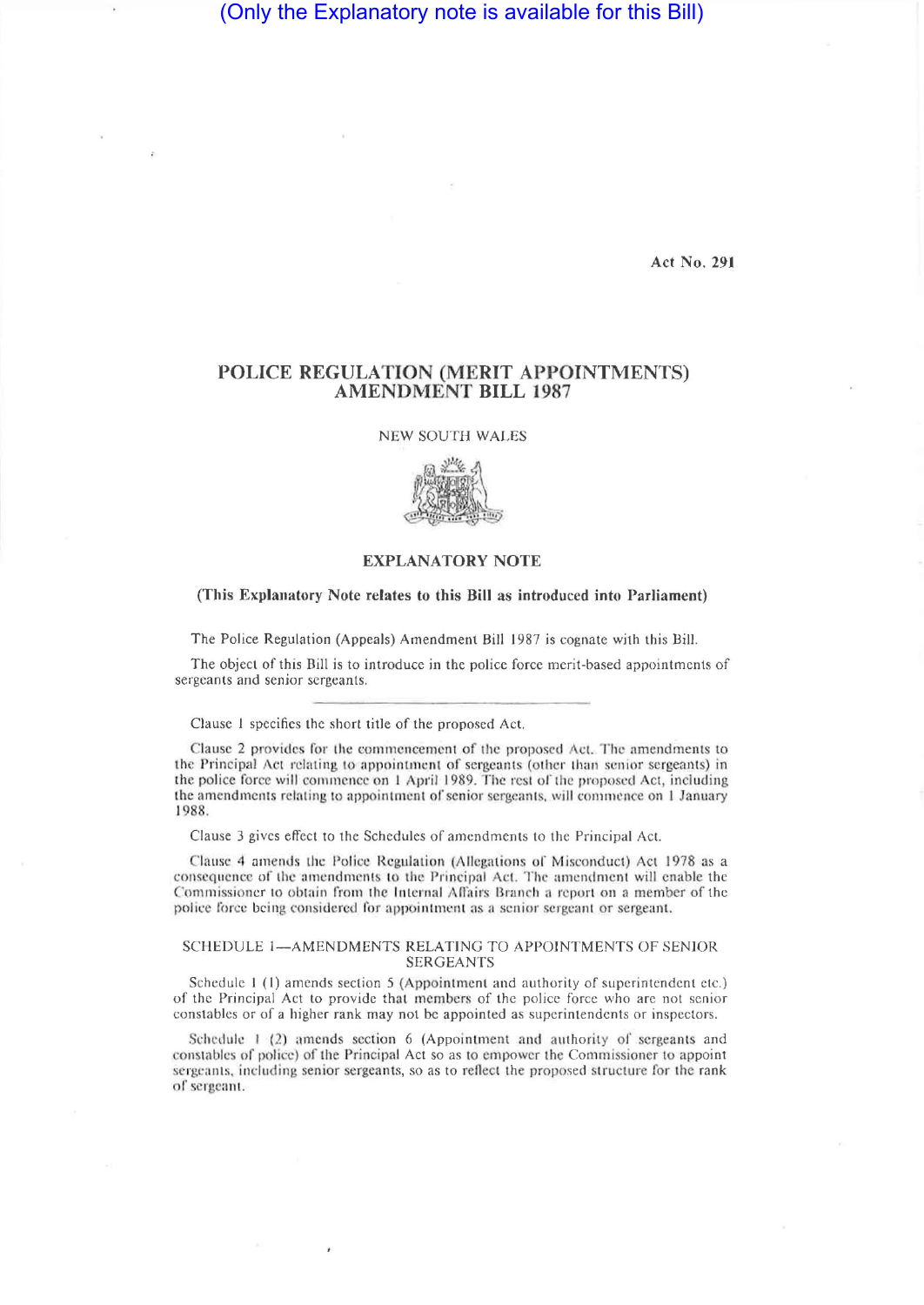(Only the Explanatory note is available for this Bill)

Act No. 291

# POLICE REGULATION (MERIT APPOINTMENTS) AMENDMENT BILL 1987

NEW SOUTH WALES

## EXPLANATORY NOTE

**(This Explanatory Note relates to this Bill as introduced into Parliament)**

The Police Regulation (Appeals) Amendment Bill 1987 is cognate with this Bill.

The object of this Bill is to introduce in the police force merit-based appointments of sergeants and senior sergeants.

---

Clause 1 specifies the short title of the proposed Act.

Clause 2 provides for the commencement of the proposed Act. The amendments to the Principal Act relating to appointment of sergeants (other than senior sergeants) in the police force will commence on 1 April 1989. The rest of the proposed Act, including the amendments relating to appointment of senior sergeants, will commence on 1 January 1988.

Clause 3 gives effect to the Schedules of amendments to the Principal Act.

Clause 4 amends the Police Regulation (Allegations of Misconduct) Act 1978 as a consequence of the amendments to the Principal Act. The amendment will enable the Commissioner to obtain from the Internal Affairs Branch a report on a member of the police force being considered for appointment as a senior sergeant or sergeant.

### SCHEDULE 1—AMENDMENTS RELATING TO APPOINTMENTS OF SENIOR SERGEANTS

Schedule 1 (1) amends section 5 (Appointment and authority of superintendent etc.) of the Principal Act to provide that members of the police force who are not senior constables or of a higher rank may not be appointed as superintendents or inspectors.

Schedule 1 (2) amends section 6 (Appointment and authority of sergeants and constables of police) of the Principal Act so as to empower the Commissioner to appoint sergeants, including senior sergeants, so as to reflect the proposed structure for the rank of sergeant.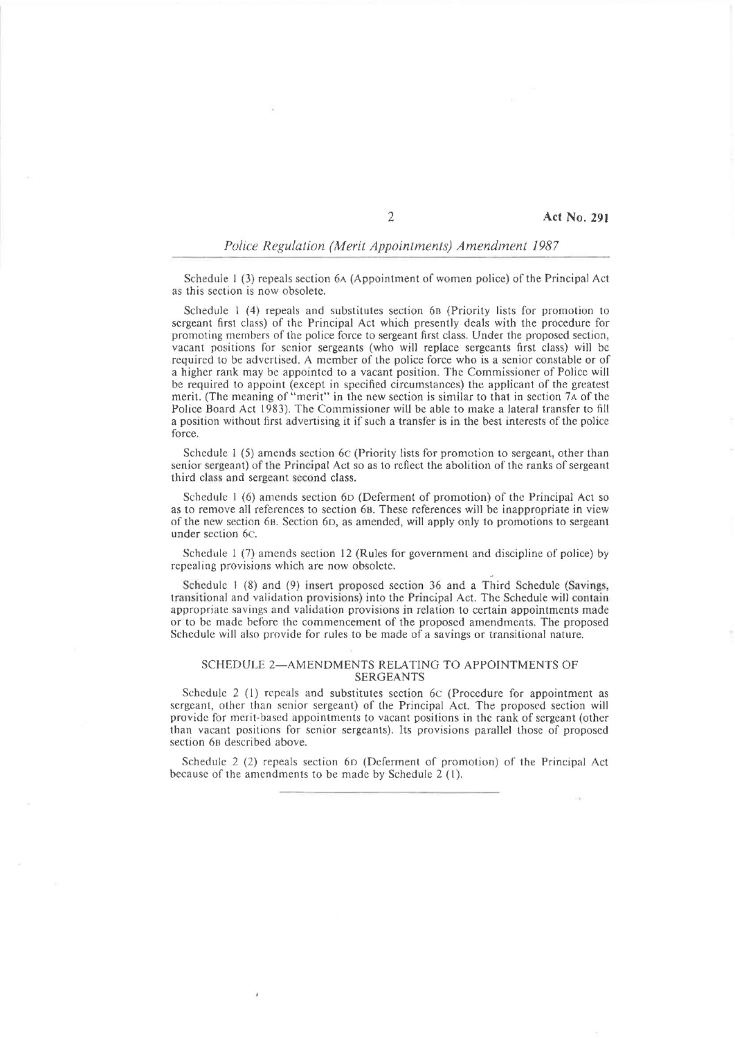Schedule 1 (3) repeals section 6A (Appointment of women police) of the Principal Act as this section is now obsolete.

Schedule 1 (4) repeals and substitutes section 6B (Priority lists for promotion to sergeant first class) of the Principal Act which presently deals with the procedure for promoting members of the police force to sergeant first class. Under the proposed section, vacant positions for senior sergeants (who will replace sergeants first class) will be required to be advertised. A member of the police force who is a senior constable or of a higher rank may be appointed to a vacant position. The Commissioner of Police will be required to appoint (except in specified circumstances) the applicant of the greatest merit. (The meaning of "merit" in the new section is similar to that in section 7A of the Police Board Act 1983). The Commissioner will be able to make a lateral transfer to fill a position without first advertising it if such a transfer is in the best interests of the police force.

Schedule 1 (5) amends section 6C (Priority lists for promotion to sergeant, other than senior sergeant) of the Principal Act so as to reflect the abolition of the ranks of sergeant third class and sergeant second class.

Schedule 1 (6) amends section 6D (Deferment of promotion) of the Principal Act so as to remove all references to section 6B. These references will be inappropriate in view of the new section 6B. Section 6D, as amended, will apply only to promotions to sergeant under section 6C.

Schedule 1 (7) amends section 12 (Rules for government and discipline of police) by repealing provisions which are now obsolete.

Schedule 1 (8) and (9) insert proposed section 36 and a Third Schedule (Savings, transitional and validation provisions) into the Principal Act. The Schedule will contain appropriate savings and validation provisions in relation to certain appointments made or to be made before the commencement of the proposed amendments. The proposed Schedule will also provide for rules to be made of a savings or transitional nature.

## SCHEDULE 2—AMENDMENTS RELATING TO APPOINTMENTS OF SERGEANTS

Schedule 2 (1) repeals and substitutes section 6C (Procedure for appointment as sergeant, other than senior sergeant) of the Principal Act. The proposed section will provide for merit-based appointments to vacant positions in the rank of sergeant (other than vacant positions for senior sergeants). Its provisions parallel those of proposed section 6B described above.

Schedule 2 (2) repeals section 6D (Deferment of promotion) of the Principal Act because of the amendments to be made by Schedule 2 (1).